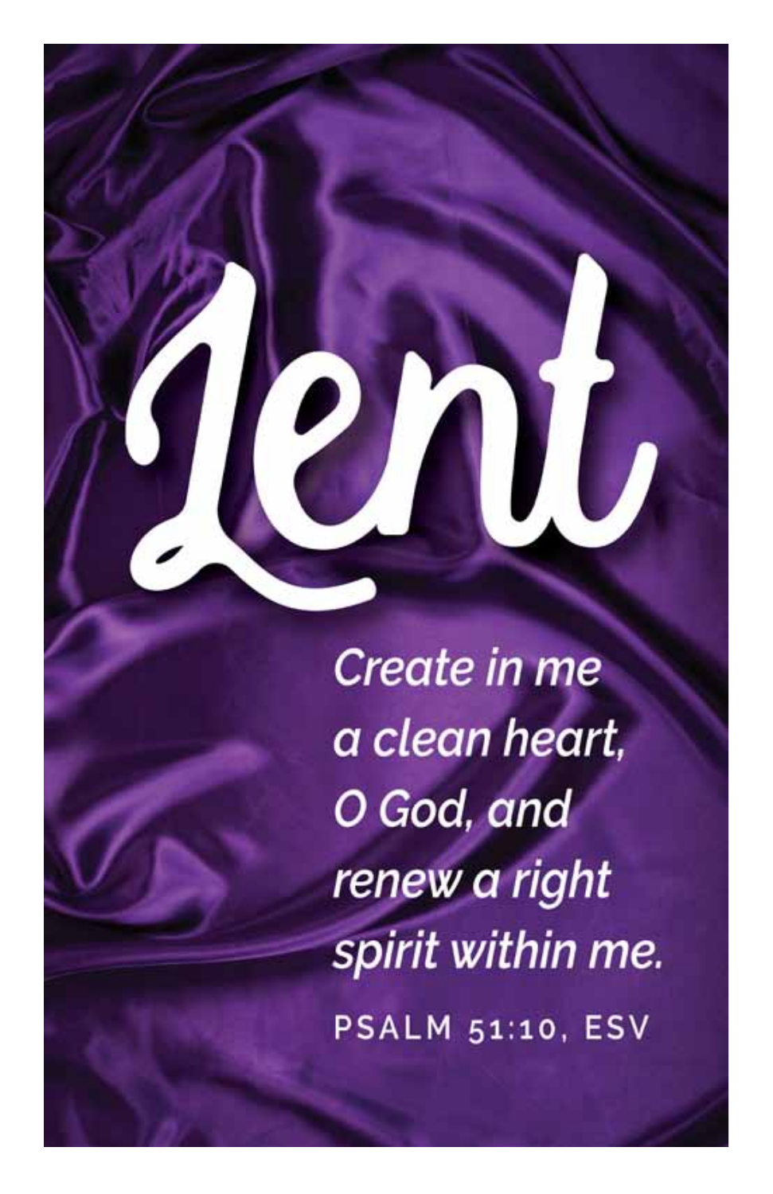# Lent

*Create in me a clean heart, O God, and renew a right spirit within me.*

PSALM 51:10, ESV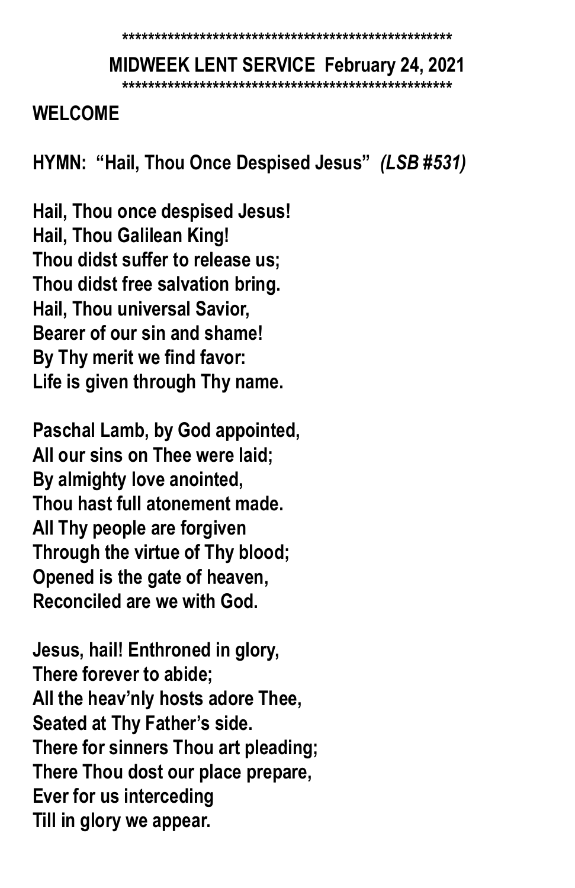\*\*\*\*\*\*\*\*\*\*\*\*\*\*\*\*\*\*\*\*\*\*\*\*\*\*\*\*\*\*\*\*\*\*\*\*\*\*\*\*\*\*\*\*\*\*\*\*\*\*\*\*

**MIDWEEK LENT SERVICE February 24, 2021**

\*\*\*\*\*\*\*\*\*\*\*\*\*\*\*\*\*\*\*\*\*\*\*\*\*\*\*\*\*\*\*\*\*\*\*\*\*\*\*\*\*\*\*\*\*\*\*\*\*\*\*\*

**WELCOME**

**HYMN: "Hail, Thou Once Despised Jesus"** ***(LSB #531)***

**Hail, Thou once despised Jesus!**
**Hail, Thou Galilean King!**
**Thou didst suffer to release us;**
**Thou didst free salvation bring.**
**Hail, Thou universal Savior,**
**Bearer of our sin and shame!**
**By Thy merit we find favor:**
**Life is given through Thy name.**

**Paschal Lamb, by God appointed,**
**All our sins on Thee were laid;**
**By almighty love anointed,**
**Thou hast full atonement made.**
**All Thy people are forgiven**
**Through the virtue of Thy blood;**
**Opened is the gate of heaven,**
**Reconciled are we with God.**

**Jesus, hail! Enthroned in glory,**
**There forever to abide;**
**All the heav'nly hosts adore Thee,**
**Seated at Thy Father's side.**
**There for sinners Thou art pleading;**
**There Thou dost our place prepare,**
**Ever for us interceding**
**Till in glory we appear.**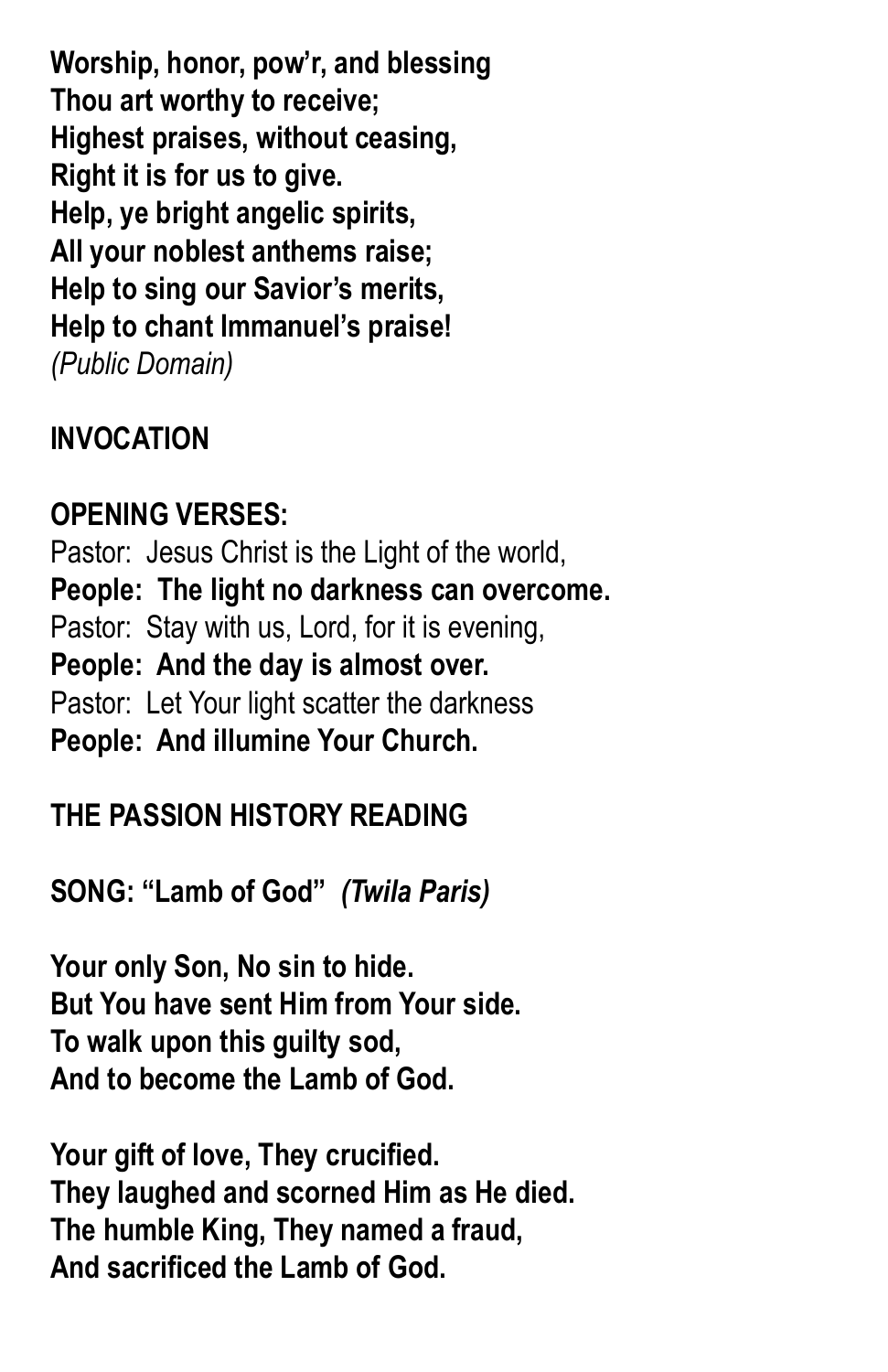**Worship, honor, pow'r, and blessing**
**Thou art worthy to receive;**
**Highest praises, without ceasing,**
**Right it is for us to give.**
**Help, ye bright angelic spirits,**
**All your noblest anthems raise;**
**Help to sing our Savior's merits,**
**Help to chant Immanuel's praise!**
*(Public Domain)*

**INVOCATION**

**OPENING VERSES:**
Pastor: Jesus Christ is the Light of the world,
**People: The light no darkness can overcome.**
Pastor: Stay with us, Lord, for it is evening,
**People: And the day is almost over.**
Pastor: Let Your light scatter the darkness
**People: And illumine Your Church.**

**THE PASSION HISTORY READING**

**SONG: "Lamb of God"** ***(Twila Paris)***

**Your only Son, No sin to hide.**
**But You have sent Him from Your side.**
**To walk upon this guilty sod,**
**And to become the Lamb of God.**

**Your gift of love, They crucified.**
**They laughed and scorned Him as He died.**
**The humble King, They named a fraud,**
**And sacrificed the Lamb of God.**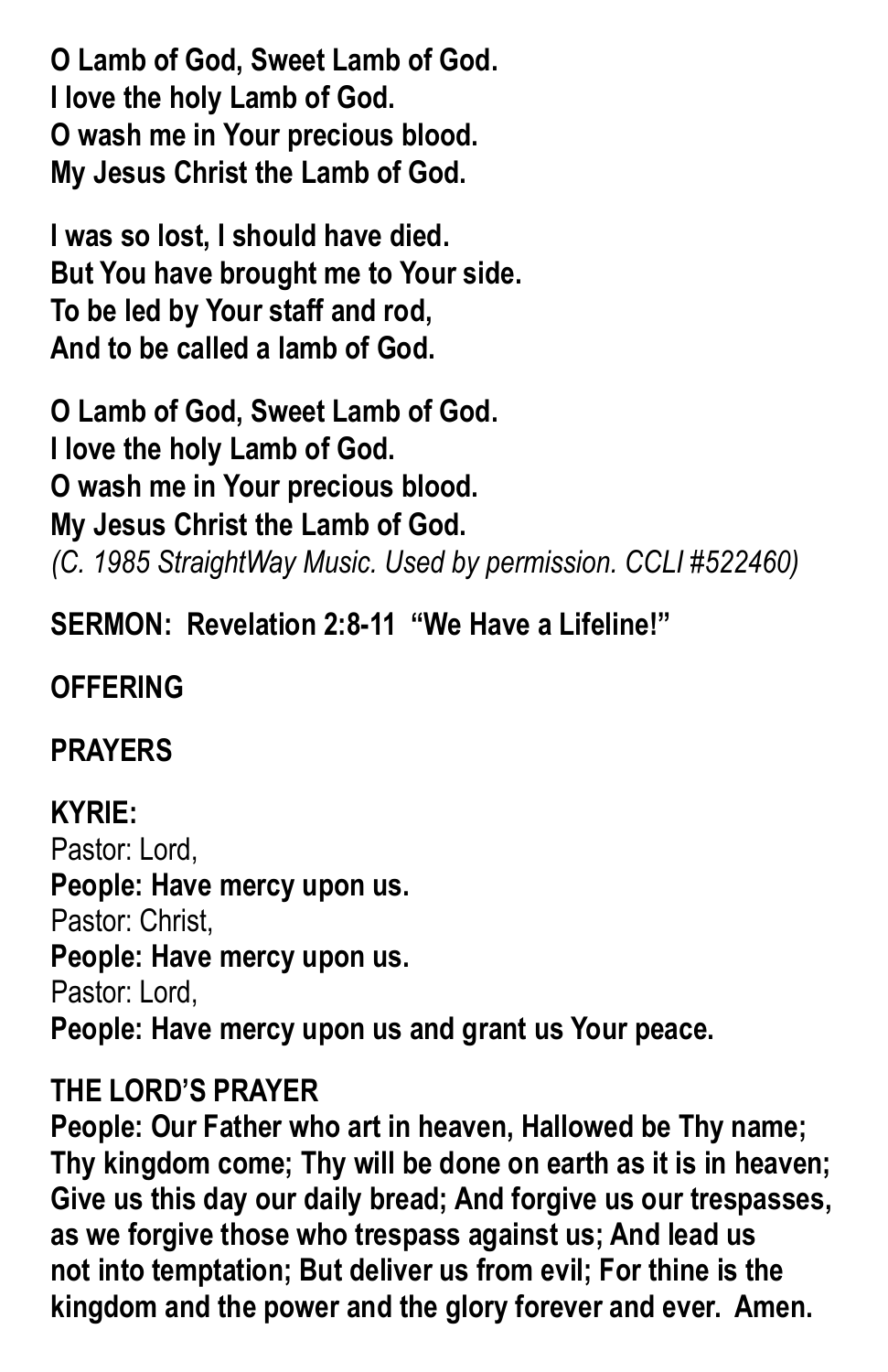**O Lamb of God, Sweet Lamb of God.**
**I love the holy Lamb of God.**
**O wash me in Your precious blood.**
**My Jesus Christ the Lamb of God.**

**I was so lost, I should have died.**
**But You have brought me to Your side.**
**To be led by Your staff and rod,**
**And to be called a lamb of God.**

**O Lamb of God, Sweet Lamb of God.**
**I love the holy Lamb of God.**
**O wash me in Your precious blood.**
**My Jesus Christ the Lamb of God.**
*(C. 1985 StraightWay Music. Used by permission. CCLI #522460)*

**SERMON: Revelation 2:8-11 "We Have a Lifeline!"**

**OFFERING**

**PRAYERS**

**KYRIE:**
Pastor: Lord,
**People: Have mercy upon us.**
Pastor: Christ,
**People: Have mercy upon us.**
Pastor: Lord,
**People: Have mercy upon us and grant us Your peace.**

**THE LORD'S PRAYER**
**People: Our Father who art in heaven, Hallowed be Thy name; Thy kingdom come; Thy will be done on earth as it is in heaven; Give us this day our daily bread; And forgive us our trespasses, as we forgive those who trespass against us; And lead us not into temptation; But deliver us from evil; For thine is the kingdom and the power and the glory forever and ever. Amen.**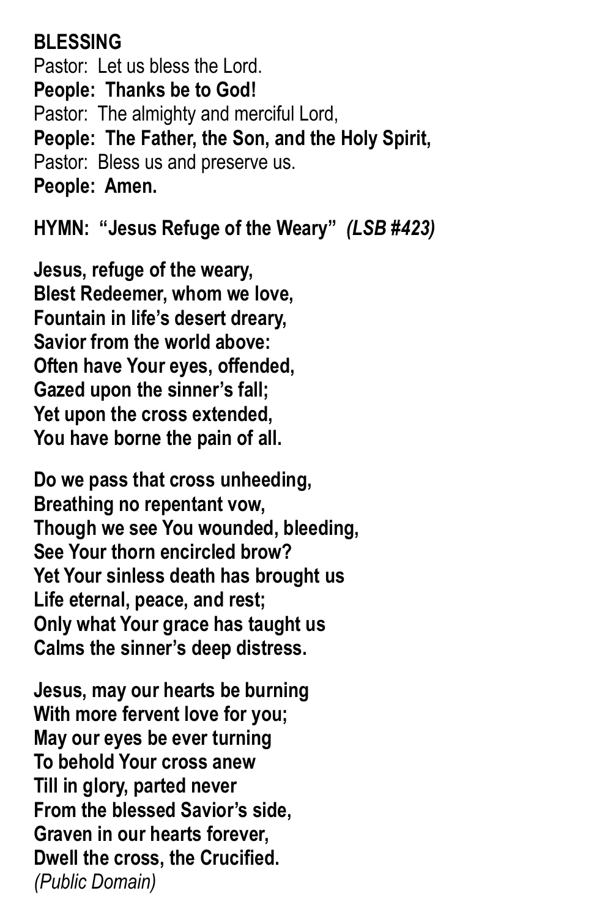**BLESSING**

Pastor: Let us bless the Lord.
**People: Thanks be to God!**
Pastor: The almighty and merciful Lord,
**People: The Father, the Son, and the Holy Spirit,**
Pastor: Bless us and preserve us.
**People: Amen.**

**HYMN: "Jesus Refuge of the Weary"** ***(LSB #423)***

**Jesus, refuge of the weary,**
**Blest Redeemer, whom we love,**
**Fountain in life's desert dreary,**
**Savior from the world above:**
**Often have Your eyes, offended,**
**Gazed upon the sinner's fall;**
**Yet upon the cross extended,**
**You have borne the pain of all.**

**Do we pass that cross unheeding,**
**Breathing no repentant vow,**
**Though we see You wounded, bleeding,**
**See Your thorn encircled brow?**
**Yet Your sinless death has brought us**
**Life eternal, peace, and rest;**
**Only what Your grace has taught us**
**Calms the sinner's deep distress.**

**Jesus, may our hearts be burning**
**With more fervent love for you;**
**May our eyes be ever turning**
**To behold Your cross anew**
**Till in glory, parted never**
**From the blessed Savior's side,**
**Graven in our hearts forever,**
**Dwell the cross, the Crucified.**
*(Public Domain)*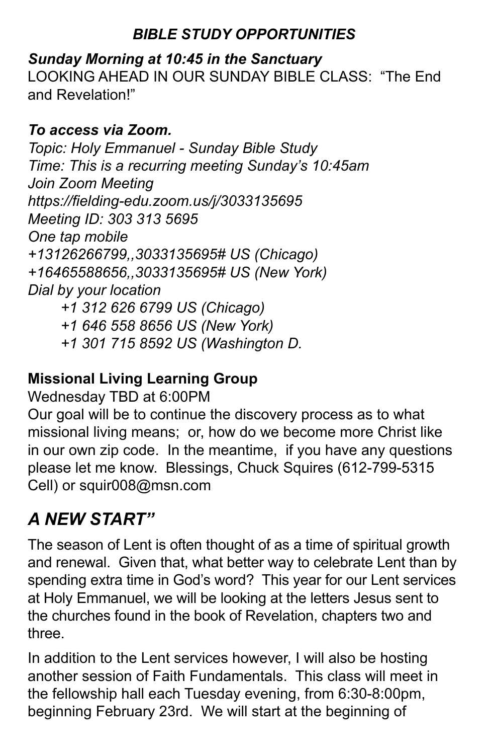### ***BIBLE STUDY OPPORTUNITIES***

***Sunday Morning at 10:45 in the Sanctuary***

LOOKING AHEAD IN OUR SUNDAY BIBLE CLASS: "The End and Revelation!"

***To access via Zoom.***

*Topic: Holy Emmanuel - Sunday Bible Study*
*Time: This is a recurring meeting Sunday's 10:45am*
*Join Zoom Meeting*
*https://fielding-edu.zoom.us/j/3033135695*
*Meeting ID: 303 313 5695*
*One tap mobile*
*+13126266799,,3033135695# US (Chicago)*
*+16465588656,,3033135695# US (New York)*
*Dial by your location*

*+1 312 626 6799 US (Chicago)*
*+1 646 558 8656 US (New York)*
*+1 301 715 8592 US (Washington D.*

**Missional Living Learning Group**

Wednesday TBD at 6:00PM

Our goal will be to continue the discovery process as to what missional living means; or, how do we become more Christ like in our own zip code. In the meantime, if you have any questions please let me know. Blessings, Chuck Squires (612-799-5315 Cell) or squir008@msn.com

## *A NEW START"*

The season of Lent is often thought of as a time of spiritual growth and renewal. Given that, what better way to celebrate Lent than by spending extra time in God's word? This year for our Lent services at Holy Emmanuel, we will be looking at the letters Jesus sent to the churches found in the book of Revelation, chapters two and three.

In addition to the Lent services however, I will also be hosting another session of Faith Fundamentals. This class will meet in the fellowship hall each Tuesday evening, from 6:30-8:00pm, beginning February 23rd. We will start at the beginning of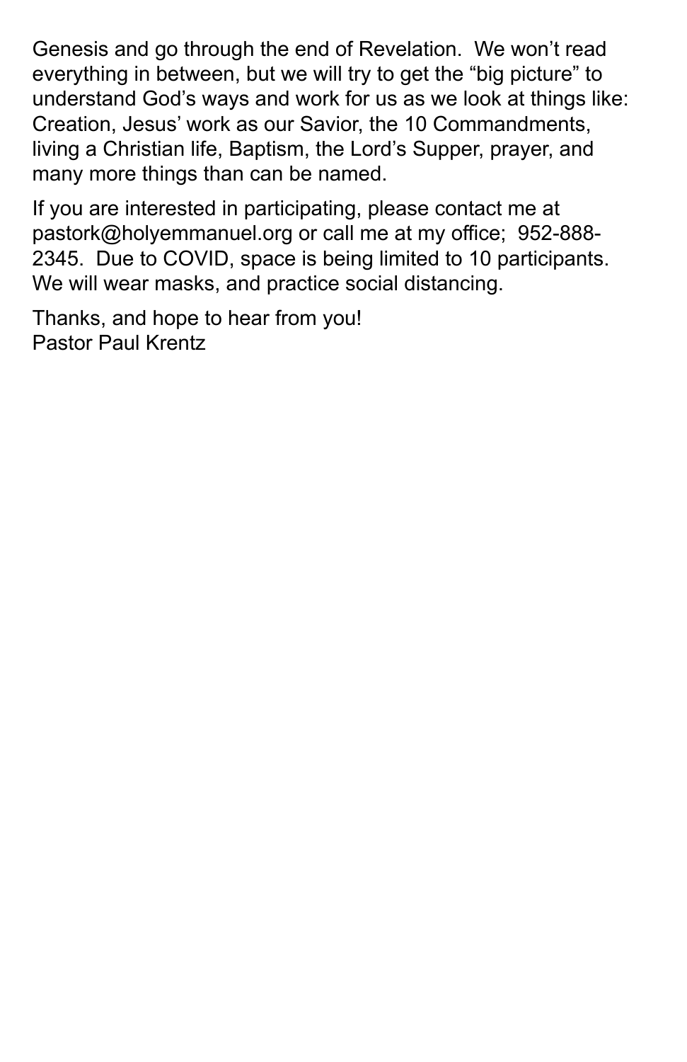Genesis and go through the end of Revelation. We won't read everything in between, but we will try to get the "big picture" to understand God's ways and work for us as we look at things like: Creation, Jesus' work as our Savior, the 10 Commandments, living a Christian life, Baptism, the Lord's Supper, prayer, and many more things than can be named.

If you are interested in participating, please contact me at pastork@holyemmanuel.org or call me at my office; 952-888-2345. Due to COVID, space is being limited to 10 participants. We will wear masks, and practice social distancing.

Thanks, and hope to hear from you!
Pastor Paul Krentz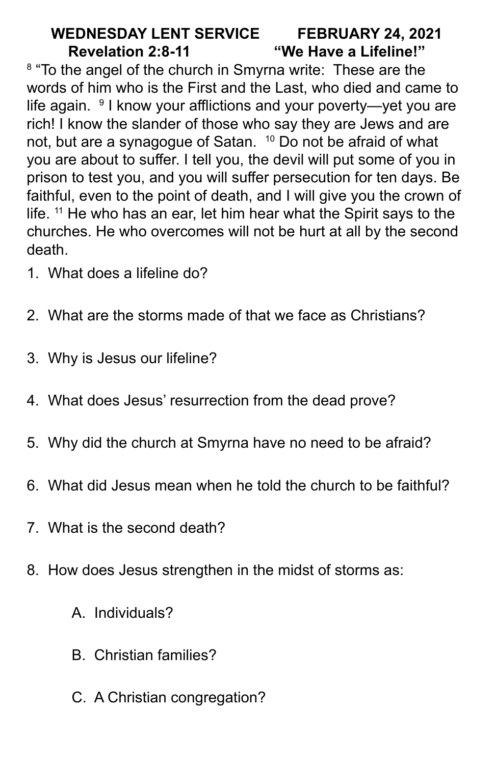**WEDNESDAY LENT SERVICE FEBRUARY 24, 2021**

**Revelation 2:8-11 "We Have a Lifeline!"**

[8] "To the angel of the church in Smyrna write: These are the words of him who is the First and the Last, who died and came to life again. [9] I know your afflictions and your poverty—yet you are rich! I know the slander of those who say they are Jews and are not, but are a synagogue of Satan. [10] Do not be afraid of what you are about to suffer. I tell you, the devil will put some of you in prison to test you, and you will suffer persecution for ten days. Be faithful, even to the point of death, and I will give you the crown of life. [11] He who has an ear, let him hear what the Spirit says to the churches. He who overcomes will not be hurt at all by the second death.

1. What does a lifeline do?

2. What are the storms made of that we face as Christians?

3. Why is Jesus our lifeline?

4. What does Jesus' resurrection from the dead prove?

5. Why did the church at Smyrna have no need to be afraid?

6. What did Jesus mean when he told the church to be faithful?

7. What is the second death?

8. How does Jesus strengthen in the midst of storms as:

   A. Individuals?

   B. Christian families?

   C. A Christian congregation?